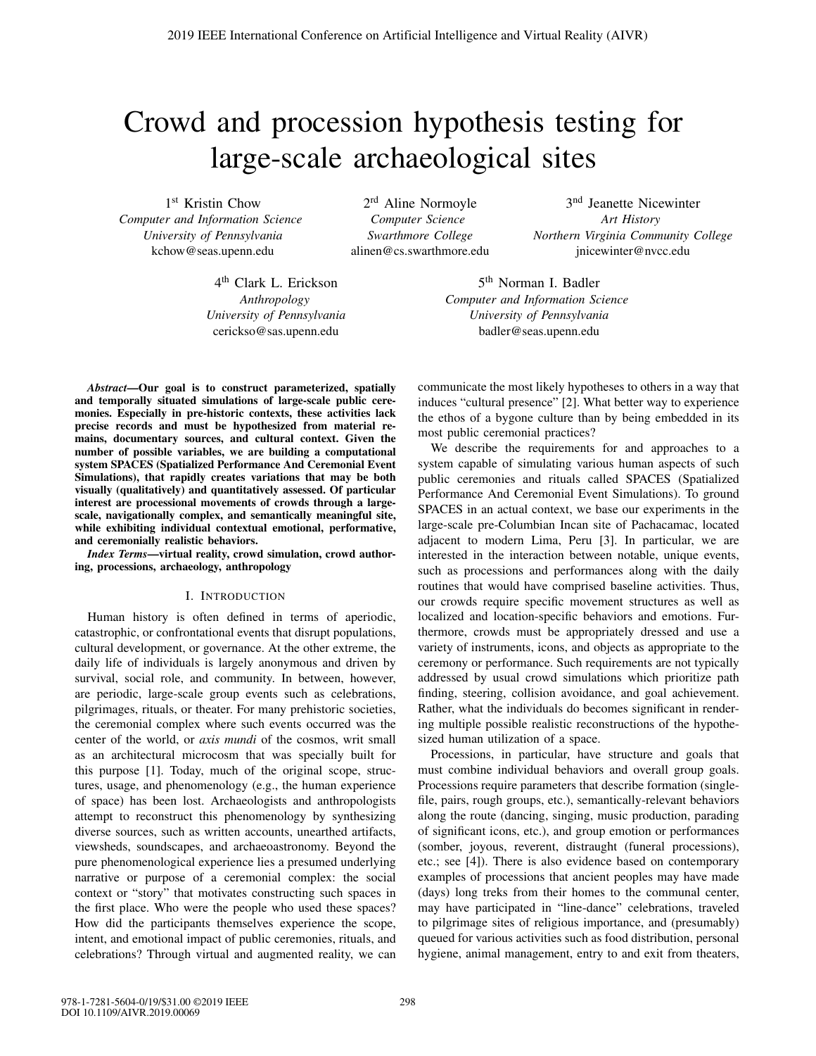# Crowd and procession hypothesis testing for large-scale archaeological sites

1st Kristin Chow
*Computer and Information Science*
*University of Pennsylvania*
kchow@seas.upenn.edu

2rd Aline Normoyle
*Computer Science*
*Swarthmore College*
alinen@cs.swarthmore.edu

3rd Jeanette Nicewinter
*Art History*
*Northern Virginia Community College*
jnicewinter@nvcc.edu

4th Clark L. Erickson
*Anthropology*
*University of Pennsylvania*
cerickso@sas.upenn.edu

5th Norman I. Badler
*Computer and Information Science*
*University of Pennsylvania*
badler@seas.upenn.edu

***Abstract*—Our goal is to construct parameterized, spatially and temporally situated simulations of large-scale public ceremonies. Especially in pre-historic contexts, these activities lack precise records and must be hypothesized from material remains, documentary sources, and cultural context. Given the number of possible variables, we are building a computational system SPACES (Spatialized Performance And Ceremonial Event Simulations), that rapidly creates variations that may be both visually (qualitatively) and quantitatively assessed. Of particular interest are processional movements of crowds through a large-scale, navigationally complex, and semantically meaningful site, while exhibiting individual contextual emotional, performative, and ceremonially realistic behaviors.**

***Index Terms*—virtual reality, crowd simulation, crowd authoring, processions, archaeology, anthropology**

## I. Introduction

Human history is often defined in terms of aperiodic, catastrophic, or confrontational events that disrupt populations, cultural development, or governance. At the other extreme, the daily life of individuals is largely anonymous and driven by survival, social role, and community. In between, however, are periodic, large-scale group events such as celebrations, pilgrimages, rituals, or theater. For many prehistoric societies, the ceremonial complex where such events occurred was the center of the world, or *axis mundi* of the cosmos, writ small as an architectural microcosm that was specially built for this purpose [1]. Today, much of the original scope, structures, usage, and phenomenology (e.g., the human experience of space) has been lost. Archaeologists and anthropologists attempt to reconstruct this phenomenology by synthesizing diverse sources, such as written accounts, unearthed artifacts, viewsheds, soundscapes, and archaeoastronomy. Beyond the pure phenomenological experience lies a presumed underlying narrative or purpose of a ceremonial complex: the social context or "story" that motivates constructing such spaces in the first place. Who were the people who used these spaces? How did the participants themselves experience the scope, intent, and emotional impact of public ceremonies, rituals, and celebrations? Through virtual and augmented reality, we can communicate the most likely hypotheses to others in a way that induces "cultural presence" [2]. What better way to experience the ethos of a bygone culture than by being embedded in its most public ceremonial practices?

We describe the requirements for and approaches to a system capable of simulating various human aspects of such public ceremonies and rituals called SPACES (Spatialized Performance And Ceremonial Event Simulations). To ground SPACES in an actual context, we base our experiments in the large-scale pre-Columbian Incan site of Pachacamac, located adjacent to modern Lima, Peru [3]. In particular, we are interested in the interaction between notable, unique events, such as processions and performances along with the daily routines that would have comprised baseline activities. Thus, our crowds require specific movement structures as well as localized and location-specific behaviors and emotions. Furthermore, crowds must be appropriately dressed and use a variety of instruments, icons, and objects as appropriate to the ceremony or performance. Such requirements are not typically addressed by usual crowd simulations which prioritize path finding, steering, collision avoidance, and goal achievement. Rather, what the individuals do becomes significant in rendering multiple possible realistic reconstructions of the hypothesized human utilization of a space.

Processions, in particular, have structure and goals that must combine individual behaviors and overall group goals. Processions require parameters that describe formation (single-file, pairs, rough groups, etc.), semantically-relevant behaviors along the route (dancing, singing, music production, parading of significant icons, etc.), and group emotion or performances (somber, joyous, reverent, distraught (funeral processions), etc.; see [4]). There is also evidence based on contemporary examples of processions that ancient peoples may have made (days) long treks from their homes to the communal center, may have participated in "line-dance" celebrations, traveled to pilgrimage sites of religious importance, and (presumably) queued for various activities such as food distribution, personal hygiene, animal management, entry to and exit from theaters,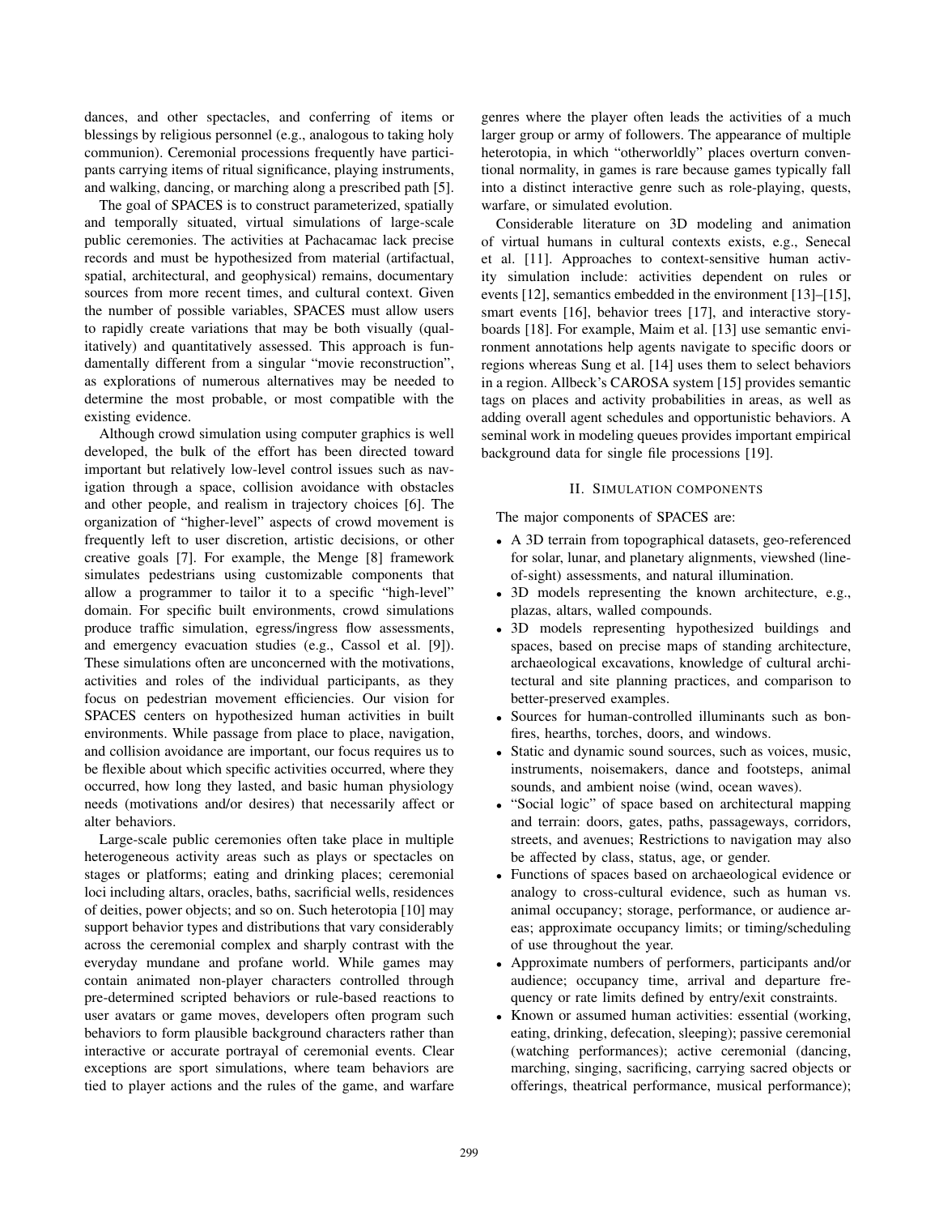dances, and other spectacles, and conferring of items or blessings by religious personnel (e.g., analogous to taking holy communion). Ceremonial processions frequently have participants carrying items of ritual significance, playing instruments, and walking, dancing, or marching along a prescribed path [5].

The goal of SPACES is to construct parameterized, spatially and temporally situated, virtual simulations of large-scale public ceremonies. The activities at Pachacamac lack precise records and must be hypothesized from material (artifactual, spatial, architectural, and geophysical) remains, documentary sources from more recent times, and cultural context. Given the number of possible variables, SPACES must allow users to rapidly create variations that may be both visually (qualitatively) and quantitatively assessed. This approach is fundamentally different from a singular "movie reconstruction", as explorations of numerous alternatives may be needed to determine the most probable, or most compatible with the existing evidence.

Although crowd simulation using computer graphics is well developed, the bulk of the effort has been directed toward important but relatively low-level control issues such as navigation through a space, collision avoidance with obstacles and other people, and realism in trajectory choices [6]. The organization of "higher-level" aspects of crowd movement is frequently left to user discretion, artistic decisions, or other creative goals [7]. For example, the Menge [8] framework simulates pedestrians using customizable components that allow a programmer to tailor it to a specific "high-level" domain. For specific built environments, crowd simulations produce traffic simulation, egress/ingress flow assessments, and emergency evacuation studies (e.g., Cassol et al. [9]). These simulations often are unconcerned with the motivations, activities and roles of the individual participants, as they focus on pedestrian movement efficiencies. Our vision for SPACES centers on hypothesized human activities in built environments. While passage from place to place, navigation, and collision avoidance are important, our focus requires us to be flexible about which specific activities occurred, where they occurred, how long they lasted, and basic human physiology needs (motivations and/or desires) that necessarily affect or alter behaviors.

Large-scale public ceremonies often take place in multiple heterogeneous activity areas such as plays or spectacles on stages or platforms; eating and drinking places; ceremonial loci including altars, oracles, baths, sacrificial wells, residences of deities, power objects; and so on. Such heterotopia [10] may support behavior types and distributions that vary considerably across the ceremonial complex and sharply contrast with the everyday mundane and profane world. While games may contain animated non-player characters controlled through pre-determined scripted behaviors or rule-based reactions to user avatars or game moves, developers often program such behaviors to form plausible background characters rather than interactive or accurate portrayal of ceremonial events. Clear exceptions are sport simulations, where team behaviors are tied to player actions and the rules of the game, and warfare genres where the player often leads the activities of a much larger group or army of followers. The appearance of multiple heterotopia, in which "otherworldly" places overturn conventional normality, in games is rare because games typically fall into a distinct interactive genre such as role-playing, quests, warfare, or simulated evolution.

Considerable literature on 3D modeling and animation of virtual humans in cultural contexts exists, e.g., Senecal et al. [11]. Approaches to context-sensitive human activity simulation include: activities dependent on rules or events [12], semantics embedded in the environment [13]–[15], smart events [16], behavior trees [17], and interactive storyboards [18]. For example, Maim et al. [13] use semantic environment annotations help agents navigate to specific doors or regions whereas Sung et al. [14] uses them to select behaviors in a region. Allbeck's CAROSA system [15] provides semantic tags on places and activity probabilities in areas, as well as adding overall agent schedules and opportunistic behaviors. A seminal work in modeling queues provides important empirical background data for single file processions [19].

## II. Simulation Components

The major components of SPACES are:

- A 3D terrain from topographical datasets, geo-referenced for solar, lunar, and planetary alignments, viewshed (line-of-sight) assessments, and natural illumination.
- 3D models representing the known architecture, e.g., plazas, altars, walled compounds.
- 3D models representing hypothesized buildings and spaces, based on precise maps of standing architecture, archaeological excavations, knowledge of cultural architectural and site planning practices, and comparison to better-preserved examples.
- Sources for human-controlled illuminants such as bonfires, hearths, torches, doors, and windows.
- Static and dynamic sound sources, such as voices, music, instruments, noisemakers, dance and footsteps, animal sounds, and ambient noise (wind, ocean waves).
- "Social logic" of space based on architectural mapping and terrain: doors, gates, paths, passageways, corridors, streets, and avenues; Restrictions to navigation may also be affected by class, status, age, or gender.
- Functions of spaces based on archaeological evidence or analogy to cross-cultural evidence, such as human vs. animal occupancy; storage, performance, or audience areas; approximate occupancy limits; or timing/scheduling of use throughout the year.
- Approximate numbers of performers, participants and/or audience; occupancy time, arrival and departure frequency or rate limits defined by entry/exit constraints.
- Known or assumed human activities: essential (working, eating, drinking, defecation, sleeping); passive ceremonial (watching performances); active ceremonial (dancing, marching, singing, sacrificing, carrying sacred objects or offerings, theatrical performance, musical performance);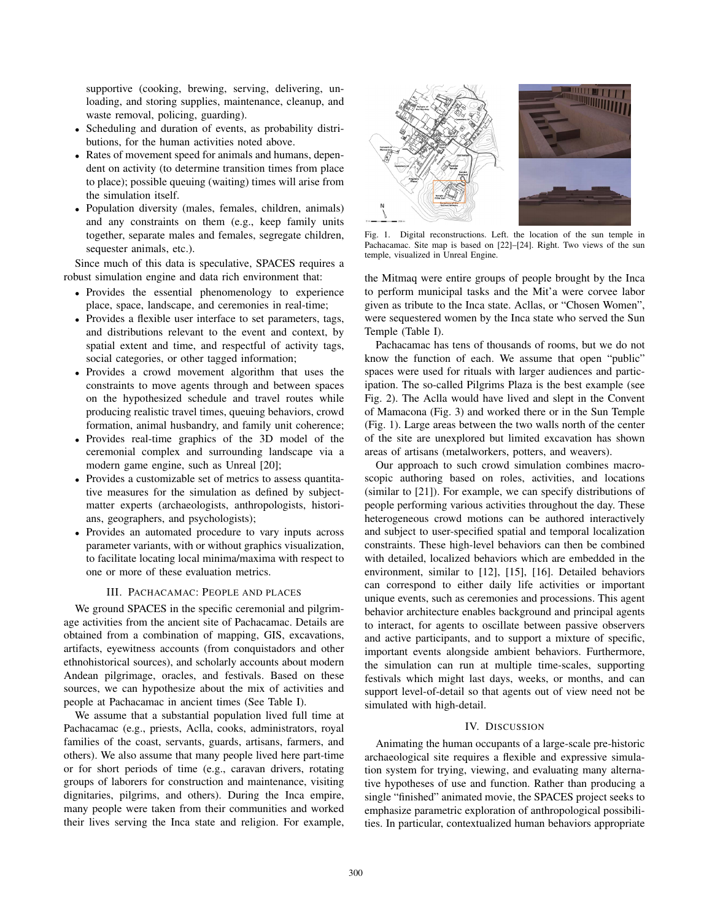supportive (cooking, brewing, serving, delivering, unloading, and storing supplies, maintenance, cleanup, and waste removal, policing, guarding).

- Scheduling and duration of events, as probability distributions, for the human activities noted above.
- Rates of movement speed for animals and humans, dependent on activity (to determine transition times from place to place); possible queuing (waiting) times will arise from the simulation itself.
- Population diversity (males, females, children, animals) and any constraints on them (e.g., keep family units together, separate males and females, segregate children, sequester animals, etc.).

Since much of this data is speculative, SPACES requires a robust simulation engine and data rich environment that:

- Provides the essential phenomenology to experience place, space, landscape, and ceremonies in real-time;
- Provides a flexible user interface to set parameters, tags, and distributions relevant to the event and context, by spatial extent and time, and respectful of activity tags, social categories, or other tagged information;
- Provides a crowd movement algorithm that uses the constraints to move agents through and between spaces on the hypothesized schedule and travel routes while producing realistic travel times, queuing behaviors, crowd formation, animal husbandry, and family unit coherence;
- Provides real-time graphics of the 3D model of the ceremonial complex and surrounding landscape via a modern game engine, such as Unreal [20];
- Provides a customizable set of metrics to assess quantitative measures for the simulation as defined by subject-matter experts (archaeologists, anthropologists, historians, geographers, and psychologists);
- Provides an automated procedure to vary inputs across parameter variants, with or without graphics visualization, to facilitate locating local minima/maxima with respect to one or more of these evaluation metrics.

## III. Pachacamac: People and places

We ground SPACES in the specific ceremonial and pilgrimage activities from the ancient site of Pachacamac. Details are obtained from a combination of mapping, GIS, excavations, artifacts, eyewitness accounts (from conquistadors and other ethnohistorical sources), and scholarly accounts about modern Andean pilgrimage, oracles, and festivals. Based on these sources, we can hypothesize about the mix of activities and people at Pachacamac in ancient times (See Table I).

We assume that a substantial population lived full time at Pachacamac (e.g., priests, Aclla, cooks, administrators, royal families of the coast, servants, guards, artisans, farmers, and others). We also assume that many people lived here part-time or for short periods of time (e.g., caravan drivers, rotating groups of laborers for construction and maintenance, visiting dignitaries, pilgrims, and others). During the Inca empire, many people were taken from their communities and worked their lives serving the Inca state and religion. For example, the Mitmaq were entire groups of people brought by the Inca to perform municipal tasks and the Mit'a were corvee labor given as tribute to the Inca state. Acllas, or "Chosen Women", were sequestered women by the Inca state who served the Sun Temple (Table I).

Fig. 1. Digital reconstructions. Left. the location of the sun temple in Pachacamac. Site map is based on [22]–[24]. Right. Two views of the sun temple, visualized in Unreal Engine.

Pachacamac has tens of thousands of rooms, but we do not know the function of each. We assume that open "public" spaces were used for rituals with larger audiences and participation. The so-called Pilgrims Plaza is the best example (see Fig. 2). The Aclla would have lived and slept in the Convent of Mamacona (Fig. 3) and worked there or in the Sun Temple (Fig. 1). Large areas between the two walls north of the center of the site are unexplored but limited excavation has shown areas of artisans (metalworkers, potters, and weavers).

Our approach to such crowd simulation combines macroscopic authoring based on roles, activities, and locations (similar to [21]). For example, we can specify distributions of people performing various activities throughout the day. These heterogeneous crowd motions can be authored interactively and subject to user-specified spatial and temporal localization constraints. These high-level behaviors can then be combined with detailed, localized behaviors which are embedded in the environment, similar to [12], [15], [16]. Detailed behaviors can correspond to either daily life activities or important unique events, such as ceremonies and processions. This agent behavior architecture enables background and principal agents to interact, for agents to oscillate between passive observers and active participants, and to support a mixture of specific, important events alongside ambient behaviors. Furthermore, the simulation can run at multiple time-scales, supporting festivals which might last days, weeks, or months, and can support level-of-detail so that agents out of view need not be simulated with high-detail.

## IV. Discussion

Animating the human occupants of a large-scale pre-historic archaeological site requires a flexible and expressive simulation system for trying, viewing, and evaluating many alternative hypotheses of use and function. Rather than producing a single "finished" animated movie, the SPACES project seeks to emphasize parametric exploration of anthropological possibilities. In particular, contextualized human behaviors appropriate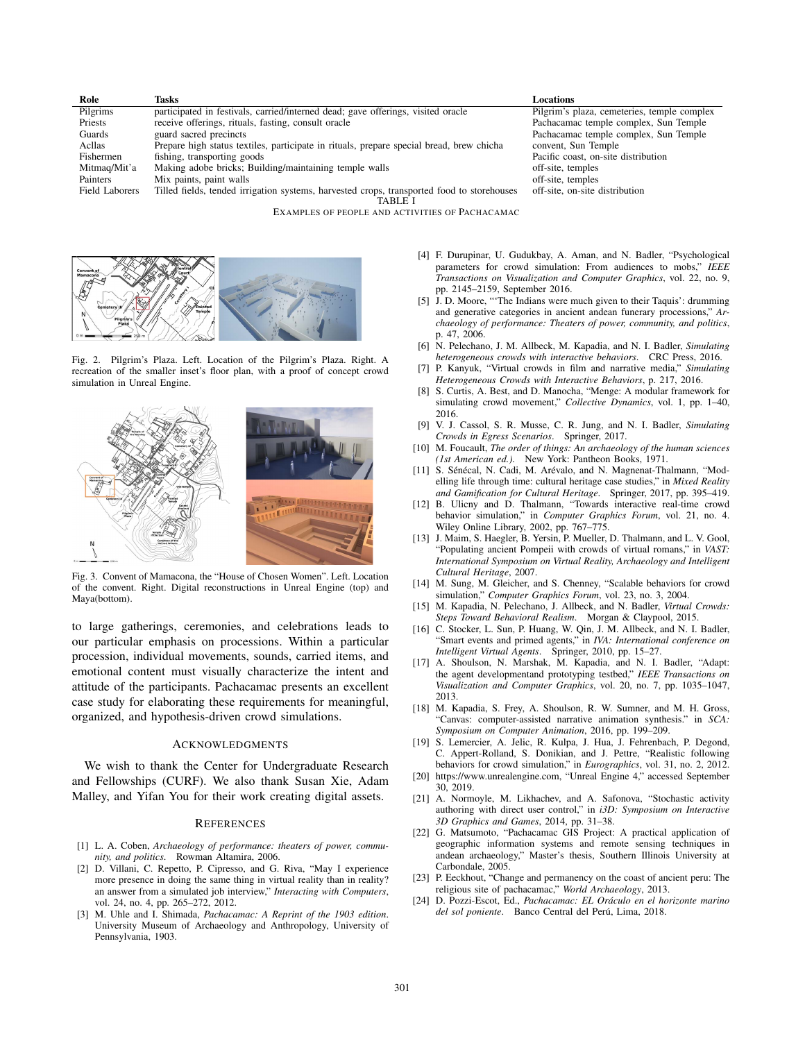| Role | Tasks | Locations |
| --- | --- | --- |
| Pilgrims | participated in festivals, carried/interned dead; gave offerings, visited oracle | Pilgrim's plaza, cemeteries, temple complex |
| Priests | receive offerings, rituals, fasting, consult oracle | Pachacamac temple complex, Sun Temple |
| Guards | guard sacred precincts | Pachacamac temple complex, Sun Temple |
| Acllas | Prepare high status textiles, participate in rituals, prepare special bread, brew chicha | convent, Sun Temple |
| Fishermen | fishing, transporting goods | Pacific coast, on-site distribution |
| Mitmaq/Mit'a | Making adobe bricks; Building/maintaining temple walls | off-site, temples |
| Painters | Mix paints, paint walls | off-site, temples |
| Field Laborers | Tilled fields, tended irrigation systems, harvested crops, transported food to storehouses | off-site, on-site distribution |

TABLE I

EXAMPLES OF PEOPLE AND ACTIVITIES OF PACHACAMAC

Fig. 2. Pilgrim's Plaza. Left. Location of the Pilgrim's Plaza. Right. A recreation of the smaller inset's floor plan, with a proof of concept crowd simulation in Unreal Engine.

Fig. 3. Convent of Mamacona, the "House of Chosen Women". Left. Location of the convent. Right. Digital reconstructions in Unreal Engine (top) and Maya(bottom).

to large gatherings, ceremonies, and celebrations leads to our particular emphasis on processions. Within a particular procession, individual movements, sounds, carried items, and emotional content must visually characterize the intent and attitude of the participants. Pachacamac presents an excellent case study for elaborating these requirements for meaningful, organized, and hypothesis-driven crowd simulations.

## ACKNOWLEDGMENTS

We wish to thank the Center for Undergraduate Research and Fellowships (CURF). We also thank Susan Xie, Adam Malley, and Yifan You for their work creating digital assets.

## REFERENCES

[1] L. A. Coben, *Archaeology of performance: theaters of power, community, and politics*. Rowman Altamira, 2006.

[2] D. Villani, C. Repetto, P. Cipresso, and G. Riva, "May I experience more presence in doing the same thing in virtual reality than in reality? an answer from a simulated job interview," *Interacting with Computers*, vol. 24, no. 4, pp. 265–272, 2012.

[3] M. Uhle and I. Shimada, *Pachacamac: A Reprint of the 1903 edition*. University Museum of Archaeology and Anthropology, University of Pennsylvania, 1903.

[4] F. Durupinar, U. Gudukbay, A. Aman, and N. Badler, "Psychological parameters for crowd simulation: From audiences to mobs," *IEEE Transactions on Visualization and Computer Graphics*, vol. 22, no. 9, pp. 2145–2159, September 2016.

[5] J. D. Moore, "'The Indians were much given to their Taquis': drumming and generative categories in ancient andean funerary processions," *Archaeology of performance: Theaters of power, community, and politics*, p. 47, 2006.

[6] N. Pelechano, J. M. Allbeck, M. Kapadia, and N. I. Badler, *Simulating heterogeneous crowds with interactive behaviors*. CRC Press, 2016.

[7] P. Kanyuk, "Virtual crowds in film and narrative media," *Simulating Heterogeneous Crowds with Interactive Behaviors*, p. 217, 2016.

[8] S. Curtis, A. Best, and D. Manocha, "Menge: A modular framework for simulating crowd movement," *Collective Dynamics*, vol. 1, pp. 1–40, 2016.

[9] V. J. Cassol, S. R. Musse, C. R. Jung, and N. I. Badler, *Simulating Crowds in Egress Scenarios*. Springer, 2017.

[10] M. Foucault, *The order of things: An archaeology of the human sciences (1st American ed.)*. New York: Pantheon Books, 1971.

[11] S. Sénécal, N. Cadi, M. Arévalo, and N. Magnenat-Thalmann, "Modelling life through time: cultural heritage case studies," in *Mixed Reality and Gamification for Cultural Heritage*. Springer, 2017, pp. 395–419.

[12] B. Ulicny and D. Thalmann, "Towards interactive real-time crowd behavior simulation," in *Computer Graphics Forum*, vol. 21, no. 4. Wiley Online Library, 2002, pp. 767–775.

[13] J. Maim, S. Haegler, B. Yersin, P. Mueller, D. Thalmann, and L. V. Gool, "Populating ancient Pompeii with crowds of virtual romans," in *VAST: International Symposium on Virtual Reality, Archaeology and Intelligent Cultural Heritage*, 2007.

[14] M. Sung, M. Gleicher, and S. Chenney, "Scalable behaviors for crowd simulation," *Computer Graphics Forum*, vol. 23, no. 3, 2004.

[15] M. Kapadia, N. Pelechano, J. Allbeck, and N. Badler, *Virtual Crowds: Steps Toward Behavioral Realism*. Morgan & Claypool, 2015.

[16] C. Stocker, L. Sun, P. Huang, W. Qin, J. M. Allbeck, and N. I. Badler, "Smart events and primed agents," in *IVA: International conference on Intelligent Virtual Agents*. Springer, 2010, pp. 15–27.

[17] A. Shoulson, N. Marshak, M. Kapadia, and N. I. Badler, "Adapt: the agent developmentand prototyping testbed," *IEEE Transactions on Visualization and Computer Graphics*, vol. 20, no. 7, pp. 1035–1047, 2013.

[18] M. Kapadia, S. Frey, A. Shoulson, R. W. Sumner, and M. H. Gross, "Canvas: computer-assisted narrative animation synthesis." in *SCA: Symposium on Computer Animation*, 2016, pp. 199–209.

[19] S. Lemercier, A. Jelic, R. Kulpa, J. Hua, J. Fehrenbach, P. Degond, C. Appert-Rolland, S. Donikian, and J. Pettre, "Realistic following behaviors for crowd simulation," in *Eurographics*, vol. 31, no. 2, 2012.

[20] https://www.unrealengine.com, "Unreal Engine 4," accessed September 30, 2019.

[21] A. Normoyle, M. Likhachev, and A. Safonova, "Stochastic activity authoring with direct user control," in *i3D: Symposium on Interactive 3D Graphics and Games*, 2014, pp. 31–38.

[22] G. Matsumoto, "Pachacamac GIS Project: A practical application of geographic information systems and remote sensing techniques in andean archaeology," Master's thesis, Southern Illinois University at Carbondale, 2005.

[23] P. Eeckhout, "Change and permanency on the coast of ancient peru: The religious site of pachacamac," *World Archaeology*, 2013.

[24] D. Pozzi-Escot, Ed., *Pachacamac: EL Oráculo en el horizonte marino del sol poniente*. Banco Central del Perú, Lima, 2018.